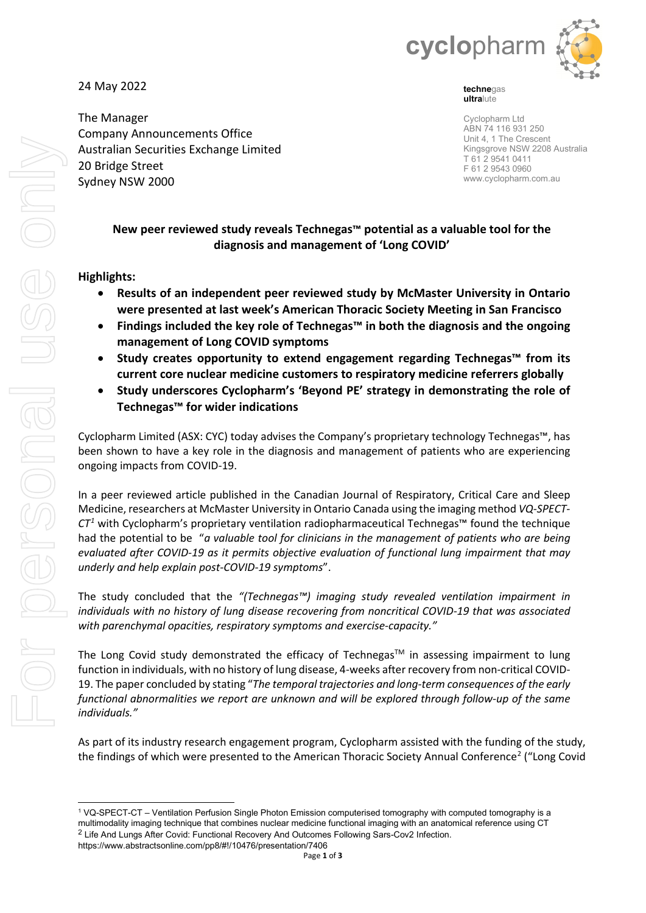24 May 2022

The Manager
Company Announcements Office
Australian Securities Exchange Limited
20 Bridge Street
Sydney NSW 2000

**techne**gas
**ultra**lute

Cyclopharm Ltd
ABN 74 116 931 250
Unit 4, 1 The Crescent
Kingsgrove NSW 2208 Australia
T 61 2 9541 0411
F 61 2 9543 0960
www.cyclopharm.com.au

## New peer reviewed study reveals Technegas™ potential as a valuable tool for the diagnosis and management of 'Long COVID'

**Highlights:**

- **Results of an independent peer reviewed study by McMaster University in Ontario were presented at last week's American Thoracic Society Meeting in San Francisco**
- **Findings included the key role of Technegas™ in both the diagnosis and the ongoing management of Long COVID symptoms**
- **Study creates opportunity to extend engagement regarding Technegas™ from its current core nuclear medicine customers to respiratory medicine referrers globally**
- **Study underscores Cyclopharm's 'Beyond PE' strategy in demonstrating the role of Technegas™ for wider indications**

Cyclopharm Limited (ASX: CYC) today advises the Company's proprietary technology Technegas™, has been shown to have a key role in the diagnosis and management of patients who are experiencing ongoing impacts from COVID-19.

In a peer reviewed article published in the Canadian Journal of Respiratory, Critical Care and Sleep Medicine, researchers at McMaster University in Ontario Canada using the imaging method *VQ-SPECT-CT*[1] with Cyclopharm's proprietary ventilation radiopharmaceutical Technegas™ found the technique had the potential to be "*a valuable tool for clinicians in the management of patients who are being evaluated after COVID-19 as it permits objective evaluation of functional lung impairment that may underly and help explain post-COVID-19 symptoms*".

The study concluded that the *"(Technegas™) imaging study revealed ventilation impairment in individuals with no history of lung disease recovering from noncritical COVID-19 that was associated with parenchymal opacities, respiratory symptoms and exercise-capacity."*

The Long Covid study demonstrated the efficacy of Technegas™ in assessing impairment to lung function in individuals, with no history of lung disease, 4-weeks after recovery from non-critical COVID-19. The paper concluded by stating "*The temporal trajectories and long-term consequences of the early functional abnormalities we report are unknown and will be explored through follow-up of the same individuals.*"

As part of its industry research engagement program, Cyclopharm assisted with the funding of the study, the findings of which were presented to the American Thoracic Society Annual Conference[2] ("Long Covid

---

[1] VQ-SPECT-CT – Ventilation Perfusion Single Photon Emission computerised tomography with computed tomography is a multimodality imaging technique that combines nuclear medicine functional imaging with an anatomical reference using CT

[2] Life And Lungs After Covid: Functional Recovery And Outcomes Following Sars-Cov2 Infection. https://www.abstractsonline.com/pp8/#!/10476/presentation/7406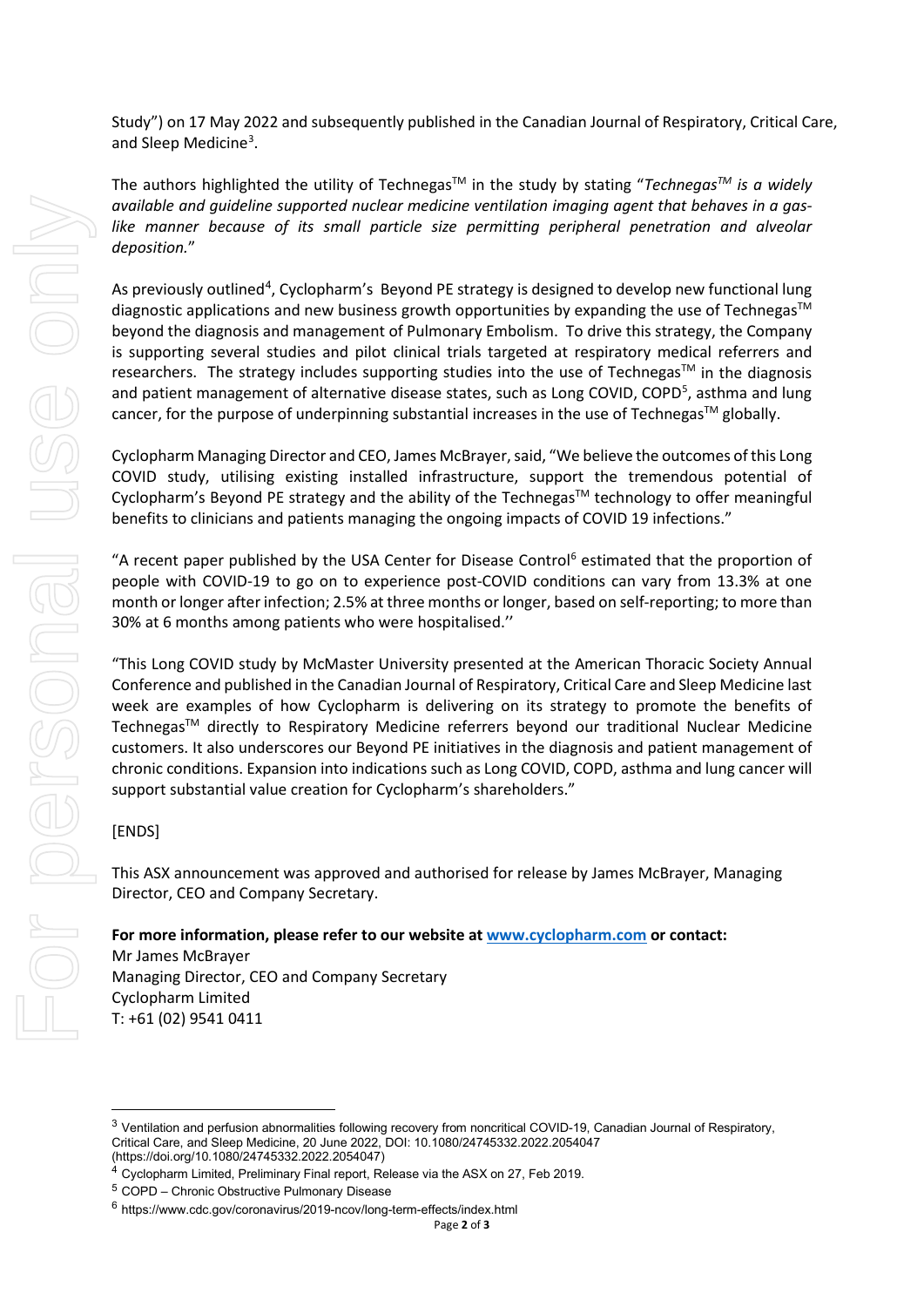Study") on 17 May 2022 and subsequently published in the Canadian Journal of Respiratory, Critical Care, and Sleep Medicine[3].

The authors highlighted the utility of Technegas™ in the study by stating "*Technegas™ is a widely available and guideline supported nuclear medicine ventilation imaging agent that behaves in a gas-like manner because of its small particle size permitting peripheral penetration and alveolar deposition.*"

As previously outlined[4], Cyclopharm's Beyond PE strategy is designed to develop new functional lung diagnostic applications and new business growth opportunities by expanding the use of Technegas™ beyond the diagnosis and management of Pulmonary Embolism. To drive this strategy, the Company is supporting several studies and pilot clinical trials targeted at respiratory medical referrers and researchers. The strategy includes supporting studies into the use of Technegas™ in the diagnosis and patient management of alternative disease states, such as Long COVID, COPD[5], asthma and lung cancer, for the purpose of underpinning substantial increases in the use of Technegas™ globally.

Cyclopharm Managing Director and CEO, James McBrayer, said, "We believe the outcomes of this Long COVID study, utilising existing installed infrastructure, support the tremendous potential of Cyclopharm's Beyond PE strategy and the ability of the Technegas™ technology to offer meaningful benefits to clinicians and patients managing the ongoing impacts of COVID 19 infections."

"A recent paper published by the USA Center for Disease Control[6] estimated that the proportion of people with COVID-19 to go on to experience post-COVID conditions can vary from 13.3% at one month or longer after infection; 2.5% at three months or longer, based on self-reporting; to more than 30% at 6 months among patients who were hospitalised.''

"This Long COVID study by McMaster University presented at the American Thoracic Society Annual Conference and published in the Canadian Journal of Respiratory, Critical Care and Sleep Medicine last week are examples of how Cyclopharm is delivering on its strategy to promote the benefits of Technegas™ directly to Respiratory Medicine referrers beyond our traditional Nuclear Medicine customers. It also underscores our Beyond PE initiatives in the diagnosis and patient management of chronic conditions. Expansion into indications such as Long COVID, COPD, asthma and lung cancer will support substantial value creation for Cyclopharm's shareholders."

[ENDS]

This ASX announcement was approved and authorised for release by James McBrayer, Managing Director, CEO and Company Secretary.

**For more information, please refer to our website at [www.cyclopharm.com](www.cyclopharm.com) or contact:**

Mr James McBrayer
Managing Director, CEO and Company Secretary
Cyclopharm Limited
T: +61 (02) 9541 0411

---

[3] Ventilation and perfusion abnormalities following recovery from noncritical COVID-19, Canadian Journal of Respiratory, Critical Care, and Sleep Medicine, 20 June 2022, DOI: 10.1080/24745332.2022.2054047 (https://doi.org/10.1080/24745332.2022.2054047)

[4] Cyclopharm Limited, Preliminary Final report, Release via the ASX on 27, Feb 2019.

[5] COPD – Chronic Obstructive Pulmonary Disease

[6] https://www.cdc.gov/coronavirus/2019-ncov/long-term-effects/index.html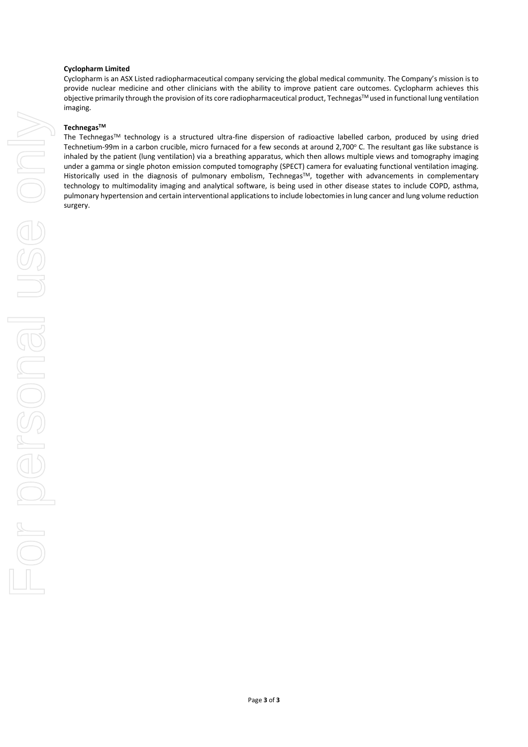**Cyclopharm Limited**

Cyclopharm is an ASX Listed radiopharmaceutical company servicing the global medical community. The Company's mission is to provide nuclear medicine and other clinicians with the ability to improve patient care outcomes. Cyclopharm achieves this objective primarily through the provision of its core radiopharmaceutical product, Technegas™ used in functional lung ventilation imaging.

**Technegas™**

The Technegas™ technology is a structured ultra-fine dispersion of radioactive labelled carbon, produced by using dried Technetium-99m in a carbon crucible, micro furnaced for a few seconds at around 2,700° C. The resultant gas like substance is inhaled by the patient (lung ventilation) via a breathing apparatus, which then allows multiple views and tomography imaging under a gamma or single photon emission computed tomography (SPECT) camera for evaluating functional ventilation imaging. Historically used in the diagnosis of pulmonary embolism, Technegas™, together with advancements in complementary technology to multimodality imaging and analytical software, is being used in other disease states to include COPD, asthma, pulmonary hypertension and certain interventional applications to include lobectomies in lung cancer and lung volume reduction surgery.